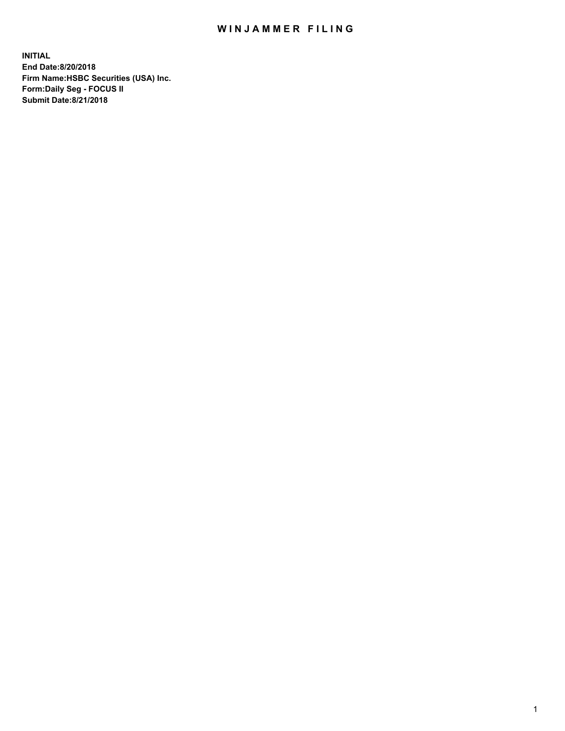# WINJAMMER FILING

**INITIAL**
**End Date:8/20/2018**
**Firm Name:HSBC Securities (USA) Inc.**
**Form:Daily Seg - FOCUS II**
**Submit Date:8/21/2018**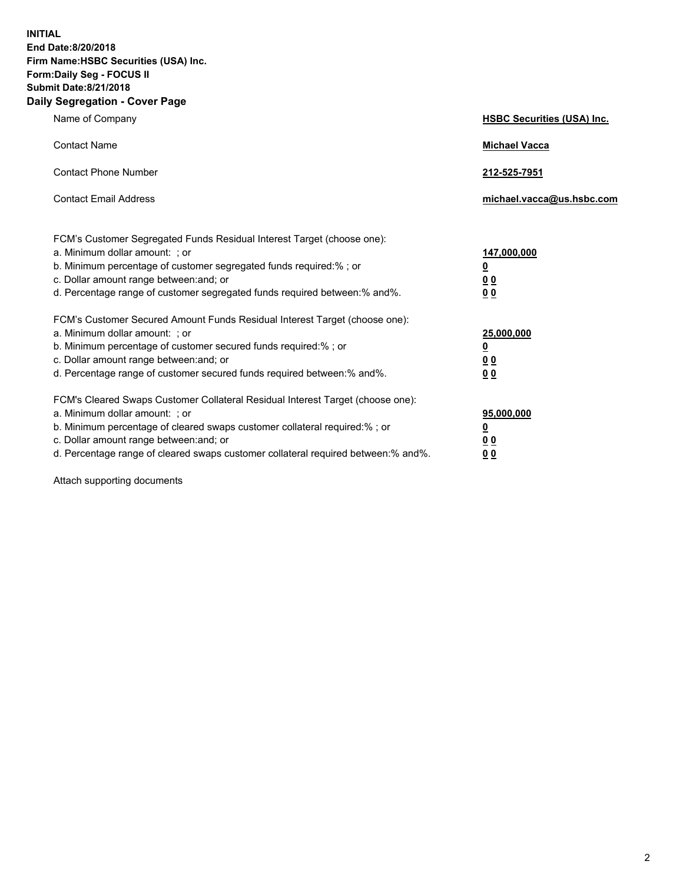**INITIAL**
**End Date:8/20/2018**
**Firm Name:HSBC Securities (USA) Inc.**
**Form:Daily Seg - FOCUS II**
**Submit Date:8/21/2018**

## Daily Segregation - Cover Page

| | |
|---|---|
| Name of Company | **HSBC Securities (USA) Inc.** |
| Contact Name | **Michael Vacca** |
| Contact Phone Number | **212-525-7951** |
| Contact Email Address | **michael.vacca@us.hsbc.com** |

FCM's Customer Segregated Funds Residual Interest Target (choose one):

| | |
|---|---|
| a. Minimum dollar amount: ; or | **147,000,000** |
| b. Minimum percentage of customer segregated funds required:% ; or | **0** |
| c. Dollar amount range between:and; or | **0 0** |
| d. Percentage range of customer segregated funds required between:% and%. | **0 0** |

FCM's Customer Secured Amount Funds Residual Interest Target (choose one):

| | |
|---|---|
| a. Minimum dollar amount: ; or | **25,000,000** |
| b. Minimum percentage of customer secured funds required:% ; or | **0** |
| c. Dollar amount range between:and; or | **0 0** |
| d. Percentage range of customer secured funds required between:% and%. | **0 0** |

FCM's Cleared Swaps Customer Collateral Residual Interest Target (choose one):

| | |
|---|---|
| a. Minimum dollar amount: ; or | **95,000,000** |
| b. Minimum percentage of cleared swaps customer collateral required:% ; or | **0** |
| c. Dollar amount range between:and; or | **0 0** |
| d. Percentage range of cleared swaps customer collateral required between:% and%. | **0 0** |

Attach supporting documents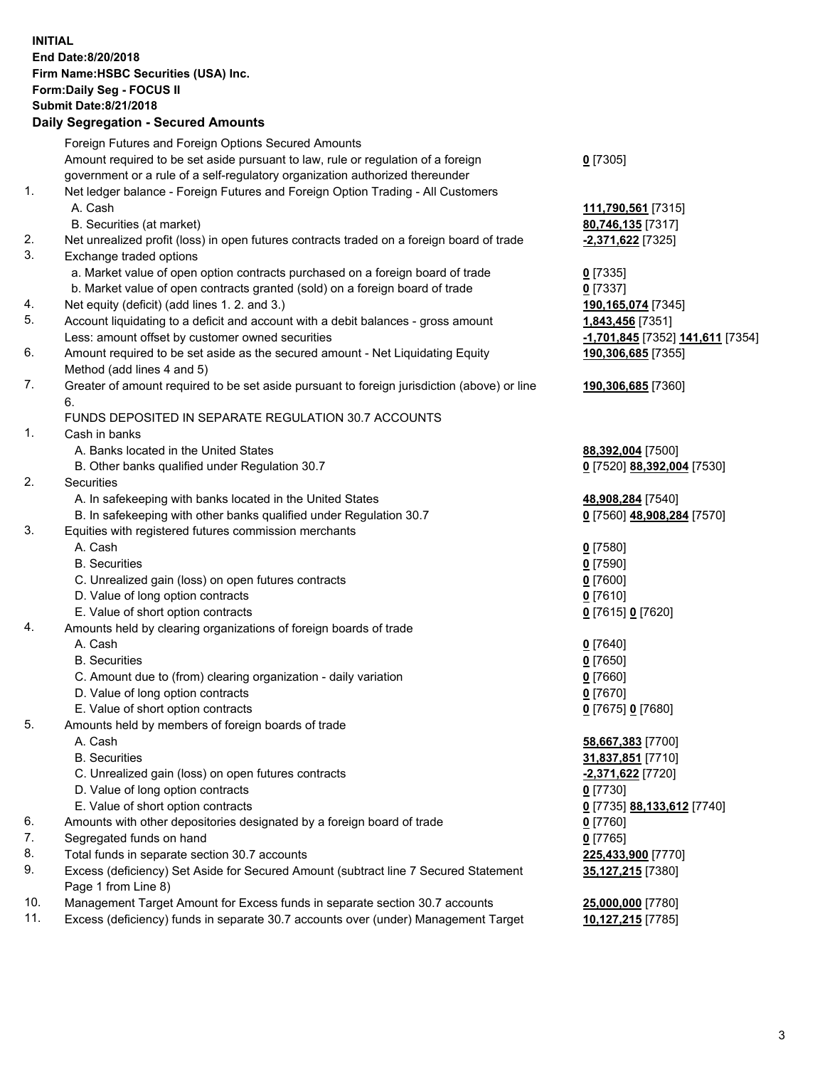**INITIAL**
**End Date:8/20/2018**
**Firm Name:HSBC Securities (USA) Inc.**
**Form:Daily Seg - FOCUS II**
**Submit Date:8/21/2018**

## Daily Segregation - Secured Amounts

| | | |
|---|---|---|
| | Foreign Futures and Foreign Options Secured Amounts | |
| | Amount required to be set aside pursuant to law, rule or regulation of a foreign government or a rule of a self-regulatory organization authorized thereunder | **0** [7305] |
| 1. | Net ledger balance - Foreign Futures and Foreign Option Trading - All Customers | |
| | A. Cash | **111,790,561** [7315] |
| | B. Securities (at market) | **80,746,135** [7317] |
| 2. | Net unrealized profit (loss) in open futures contracts traded on a foreign board of trade | **-2,371,622** [7325] |
| 3. | Exchange traded options | |
| | a. Market value of open option contracts purchased on a foreign board of trade | **0** [7335] |
| | b. Market value of open contracts granted (sold) on a foreign board of trade | **0** [7337] |
| 4. | Net equity (deficit) (add lines 1. 2. and 3.) | **190,165,074** [7345] |
| 5. | Account liquidating to a deficit and account with a debit balances - gross amount | **1,843,456** [7351] |
| | Less: amount offset by customer owned securities | **-1,701,845** [7352] **141,611** [7354] |
| 6. | Amount required to be set aside as the secured amount - Net Liquidating Equity Method (add lines 4 and 5) | **190,306,685** [7355] |
| 7. | Greater of amount required to be set aside pursuant to foreign jurisdiction (above) or line 6. | **190,306,685** [7360] |
| | FUNDS DEPOSITED IN SEPARATE REGULATION 30.7 ACCOUNTS | |
| 1. | Cash in banks | |
| | A. Banks located in the United States | **88,392,004** [7500] |
| | B. Other banks qualified under Regulation 30.7 | **0** [7520] **88,392,004** [7530] |
| 2. | Securities | |
| | A. In safekeeping with banks located in the United States | **48,908,284** [7540] |
| | B. In safekeeping with other banks qualified under Regulation 30.7 | **0** [7560] **48,908,284** [7570] |
| 3. | Equities with registered futures commission merchants | |
| | A. Cash | **0** [7580] |
| | B. Securities | **0** [7590] |
| | C. Unrealized gain (loss) on open futures contracts | **0** [7600] |
| | D. Value of long option contracts | **0** [7610] |
| | E. Value of short option contracts | **0** [7615] **0** [7620] |
| 4. | Amounts held by clearing organizations of foreign boards of trade | |
| | A. Cash | **0** [7640] |
| | B. Securities | **0** [7650] |
| | C. Amount due to (from) clearing organization - daily variation | **0** [7660] |
| | D. Value of long option contracts | **0** [7670] |
| | E. Value of short option contracts | **0** [7675] **0** [7680] |
| 5. | Amounts held by members of foreign boards of trade | |
| | A. Cash | **58,667,383** [7700] |
| | B. Securities | **31,837,851** [7710] |
| | C. Unrealized gain (loss) on open futures contracts | **-2,371,622** [7720] |
| | D. Value of long option contracts | **0** [7730] |
| | E. Value of short option contracts | **0** [7735] **88,133,612** [7740] |
| 6. | Amounts with other depositories designated by a foreign board of trade | **0** [7760] |
| 7. | Segregated funds on hand | **0** [7765] |
| 8. | Total funds in separate section 30.7 accounts | **225,433,900** [7770] |
| 9. | Excess (deficiency) Set Aside for Secured Amount (subtract line 7 Secured Statement Page 1 from Line 8) | **35,127,215** [7380] |
| 10. | Management Target Amount for Excess funds in separate section 30.7 accounts | **25,000,000** [7780] |
| 11. | Excess (deficiency) funds in separate 30.7 accounts over (under) Management Target | **10,127,215** [7785] |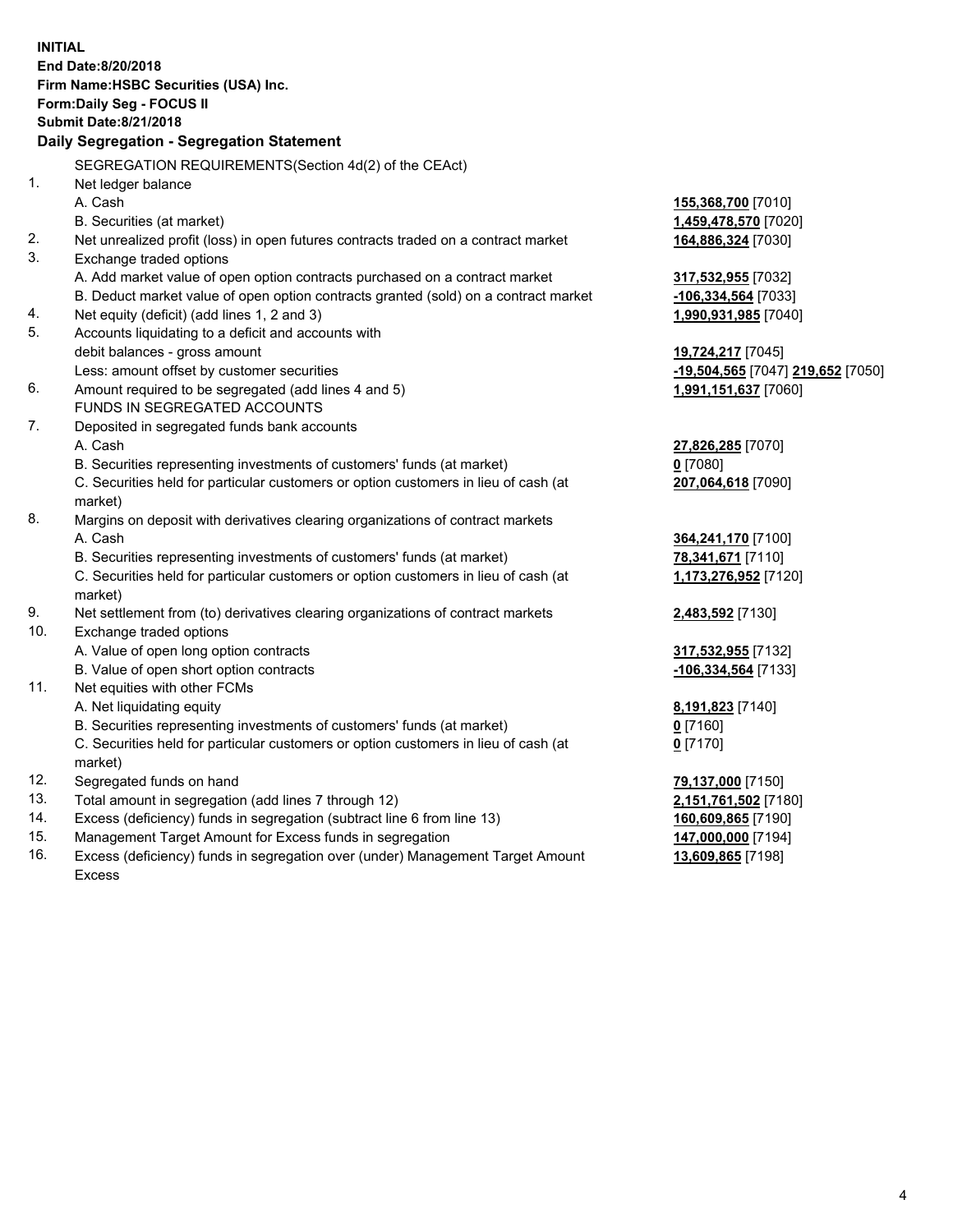**INITIAL**
**End Date:8/20/2018**
**Firm Name:HSBC Securities (USA) Inc.**
**Form:Daily Seg - FOCUS II**
**Submit Date:8/21/2018**

## Daily Segregation - Segregation Statement

| | | |
|---|---|---|
| | SEGREGATION REQUIREMENTS(Section 4d(2) of the CEAct) | |
| 1. | Net ledger balance | |
| | A. Cash | **155,368,700** [7010] |
| | B. Securities (at market) | **1,459,478,570** [7020] |
| 2. | Net unrealized profit (loss) in open futures contracts traded on a contract market | **164,886,324** [7030] |
| 3. | Exchange traded options | |
| | A. Add market value of open option contracts purchased on a contract market | **317,532,955** [7032] |
| | B. Deduct market value of open option contracts granted (sold) on a contract market | **-106,334,564** [7033] |
| 4. | Net equity (deficit) (add lines 1, 2 and 3) | **1,990,931,985** [7040] |
| 5. | Accounts liquidating to a deficit and accounts with debit balances - gross amount | **19,724,217** [7045] |
| | Less: amount offset by customer securities | **-19,504,565** [7047] **219,652** [7050] |
| 6. | Amount required to be segregated (add lines 4 and 5) | **1,991,151,637** [7060] |
| | FUNDS IN SEGREGATED ACCOUNTS | |
| 7. | Deposited in segregated funds bank accounts | |
| | A. Cash | **27,826,285** [7070] |
| | B. Securities representing investments of customers' funds (at market) | **0** [7080] |
| | C. Securities held for particular customers or option customers in lieu of cash (at market) | **207,064,618** [7090] |
| 8. | Margins on deposit with derivatives clearing organizations of contract markets | |
| | A. Cash | **364,241,170** [7100] |
| | B. Securities representing investments of customers' funds (at market) | **78,341,671** [7110] |
| | C. Securities held for particular customers or option customers in lieu of cash (at market) | **1,173,276,952** [7120] |
| 9. | Net settlement from (to) derivatives clearing organizations of contract markets | **2,483,592** [7130] |
| 10. | Exchange traded options | |
| | A. Value of open long option contracts | **317,532,955** [7132] |
| | B. Value of open short option contracts | **-106,334,564** [7133] |
| 11. | Net equities with other FCMs | |
| | A. Net liquidating equity | **8,191,823** [7140] |
| | B. Securities representing investments of customers' funds (at market) | **0** [7160] |
| | C. Securities held for particular customers or option customers in lieu of cash (at market) | **0** [7170] |
| 12. | Segregated funds on hand | **79,137,000** [7150] |
| 13. | Total amount in segregation (add lines 7 through 12) | **2,151,761,502** [7180] |
| 14. | Excess (deficiency) funds in segregation (subtract line 6 from line 13) | **160,609,865** [7190] |
| 15. | Management Target Amount for Excess funds in segregation | **147,000,000** [7194] |
| 16. | Excess (deficiency) funds in segregation over (under) Management Target Amount Excess | **13,609,865** [7198] |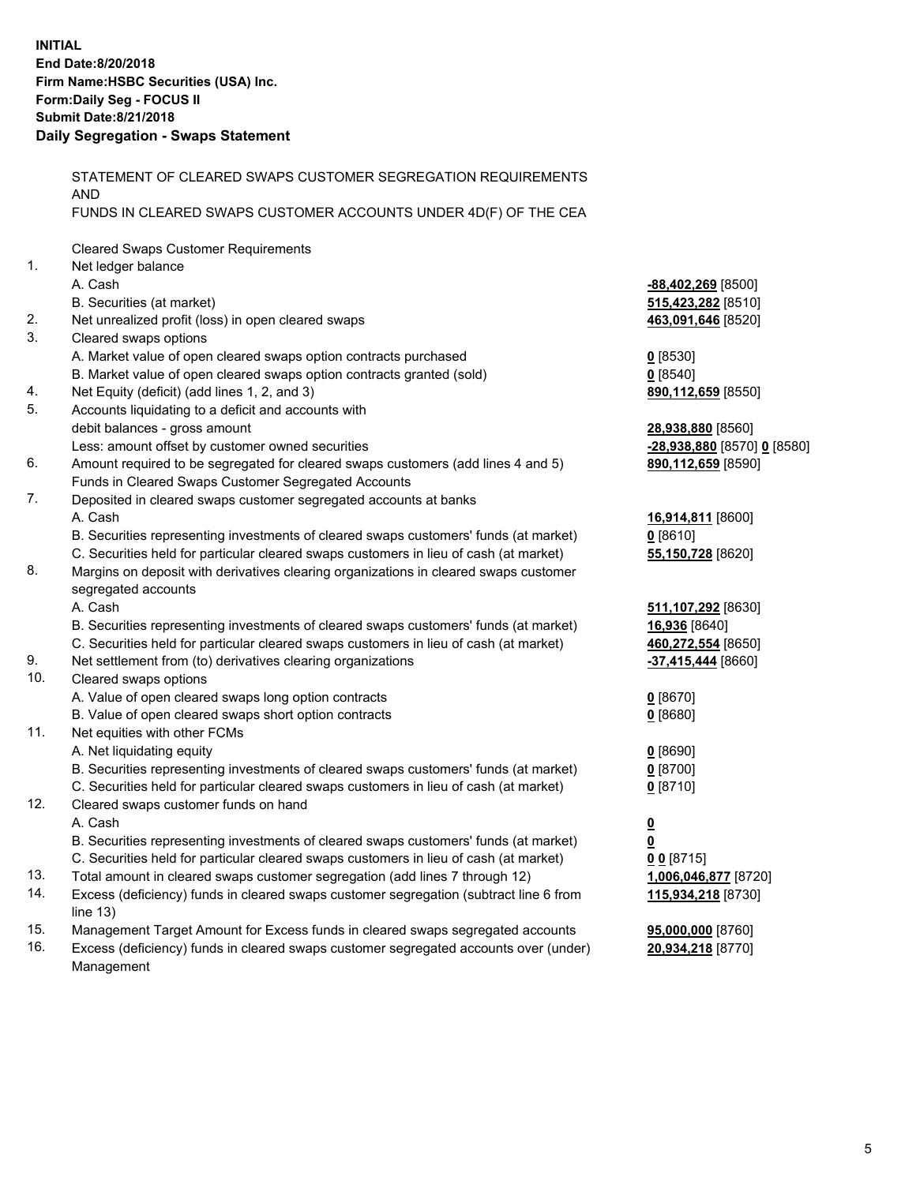**INITIAL**
**End Date:8/20/2018**
**Firm Name:HSBC Securities (USA) Inc.**
**Form:Daily Seg - FOCUS II**
**Submit Date:8/21/2018**
**Daily Segregation - Swaps Statement**

STATEMENT OF CLEARED SWAPS CUSTOMER SEGREGATION REQUIREMENTS AND FUNDS IN CLEARED SWAPS CUSTOMER ACCOUNTS UNDER 4D(F) OF THE CEA

| | | |
|---|---|---|
| | Cleared Swaps Customer Requirements | |
| 1. | Net ledger balance | |
| | A. Cash | **-88,402,269** [8500] |
| | B. Securities (at market) | **515,423,282** [8510] |
| 2. | Net unrealized profit (loss) in open cleared swaps | **463,091,646** [8520] |
| 3. | Cleared swaps options | |
| | A. Market value of open cleared swaps option contracts purchased | **0** [8530] |
| | B. Market value of open cleared swaps option contracts granted (sold) | **0** [8540] |
| 4. | Net Equity (deficit) (add lines 1, 2, and 3) | **890,112,659** [8550] |
| 5. | Accounts liquidating to a deficit and accounts with debit balances - gross amount | **28,938,880** [8560] |
| | Less: amount offset by customer owned securities | **-28,938,880** [8570] **0** [8580] |
| 6. | Amount required to be segregated for cleared swaps customers (add lines 4 and 5) | **890,112,659** [8590] |
| | Funds in Cleared Swaps Customer Segregated Accounts | |
| 7. | Deposited in cleared swaps customer segregated accounts at banks | |
| | A. Cash | **16,914,811** [8600] |
| | B. Securities representing investments of cleared swaps customers' funds (at market) | **0** [8610] |
| | C. Securities held for particular cleared swaps customers in lieu of cash (at market) | **55,150,728** [8620] |
| 8. | Margins on deposit with derivatives clearing organizations in cleared swaps customer segregated accounts | |
| | A. Cash | **511,107,292** [8630] |
| | B. Securities representing investments of cleared swaps customers' funds (at market) | **16,936** [8640] |
| | C. Securities held for particular cleared swaps customers in lieu of cash (at market) | **460,272,554** [8650] |
| 9. | Net settlement from (to) derivatives clearing organizations | **-37,415,444** [8660] |
| 10. | Cleared swaps options | |
| | A. Value of open cleared swaps long option contracts | **0** [8670] |
| | B. Value of open cleared swaps short option contracts | **0** [8680] |
| 11. | Net equities with other FCMs | |
| | A. Net liquidating equity | **0** [8690] |
| | B. Securities representing investments of cleared swaps customers' funds (at market) | **0** [8700] |
| | C. Securities held for particular cleared swaps customers in lieu of cash (at market) | **0** [8710] |
| 12. | Cleared swaps customer funds on hand | |
| | A. Cash | **0** |
| | B. Securities representing investments of cleared swaps customers' funds (at market) | **0** |
| | C. Securities held for particular cleared swaps customers in lieu of cash (at market) | **0** **0** [8715] |
| 13. | Total amount in cleared swaps customer segregation (add lines 7 through 12) | **1,006,046,877** [8720] |
| 14. | Excess (deficiency) funds in cleared swaps customer segregation (subtract line 6 from line 13) | **115,934,218** [8730] |
| 15. | Management Target Amount for Excess funds in cleared swaps segregated accounts | **95,000,000** [8760] |
| 16. | Excess (deficiency) funds in cleared swaps customer segregated accounts over (under) Management | **20,934,218** [8770] |